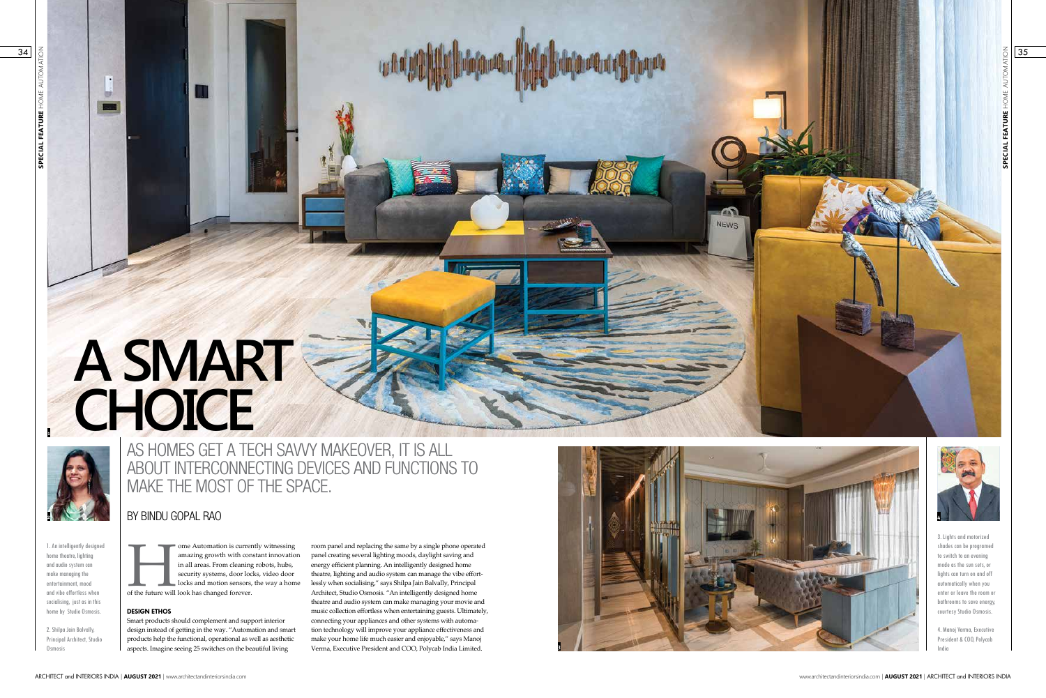# A SMART CHOICE

## AS HOMES GET A TECH SAVVY MAKEOVER, IT IS ALL ABOUT INTERCONNECTING DEVICES AND FUNCTIONS TO MAKE THE MOST OF THE SPACE.

BY BINDU GOPAL RAO

Home Automation is currently witnessing amazing growth with constant innovation in all areas. From cleaning robots, hubs, security systems, door locks, video door locks and motion sensors, the way a home of the future will look has changed forever.

### DESIGN ETHOS

Smart products should complement and support interior design instead of getting in the way. "Automation and smart products help the functional, operational as well as aesthetic aspects. Imagine seeing 25 switches on the beautiful living room panel and replacing the same by a single phone operated panel creating several lighting moods, daylight saving and energy efficient planning. An intelligently designed home theatre, lighting and audio system can manage the vibe effortlessly when socialising," says Shilpa Jain Balvally, Principal Architect, Studio Osmosis. "An intelligently designed home theatre and audio system can make managing your movie and music collection effortless when entertaining guests. Ultimately, connecting your appliances and other systems with automation technology will improve your appliance effectiveness and make your home life much easier and enjoyable," says Manoj Verma, Executive President and COO, Polycab India Limited.

1. An intelligently designed home theatre, lighting and audio system can make managing the entertainment, mood and vibe effortless when socialising, just as in this home by Studio Osmosis.

2. Shilpa Jain Balvally, Principal Architect, Studio Osmosis

3. Lights and motorized shades can be programed to switch to an evening mode as the sun sets, or lights can turn on and off automatically when you enter or leave the room or bathrooms to save energy, courtesy Studio Osmosis.

4. Manoj Verma, Executive President & COO, Polycab India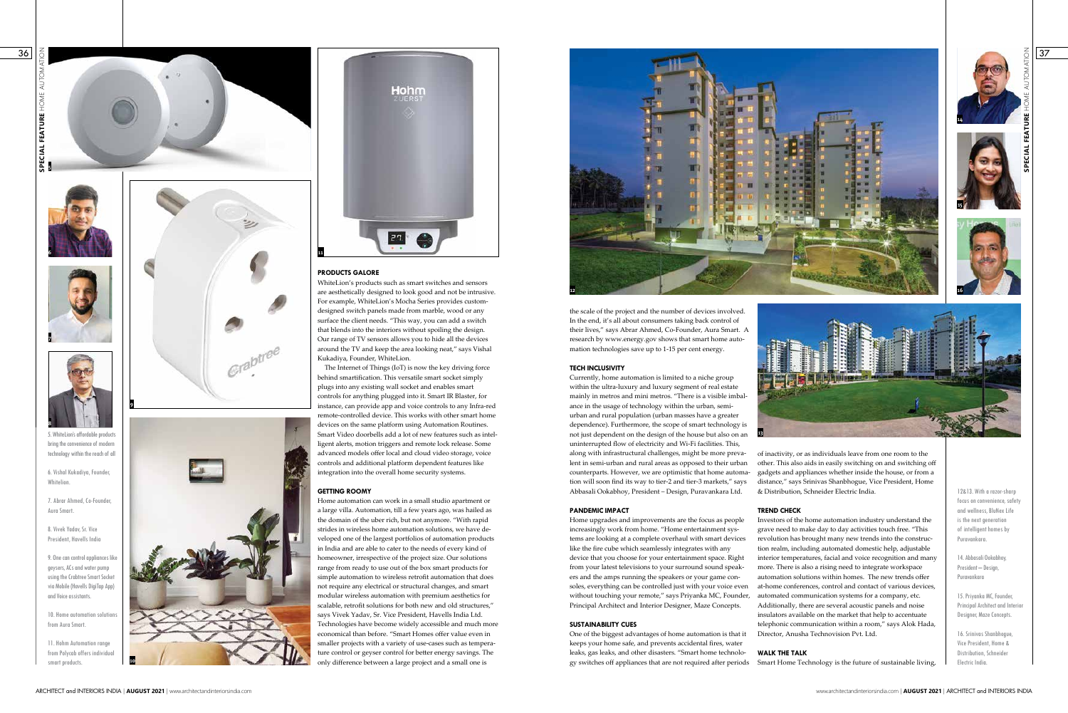5. WhiteLion's affordable products bring the convenience of modern technology within the reach of all

6. Vishal Kukadiya, Founder, Whitelion.

7. Abrar Ahmed, Co-Founder, Aura Smart.

8. Vivek Yadav, Sr. Vice President, Havells India

9. One can control appliances like geysers, ACs and water pump using the Crabtree Smart Socket via Mobile (Havells DigiTap App) and Voice assistants.

10. Home automation solutions from Aura Smart.

11. Hohm Automation range from Polycab offers individual smart products.

### PRODUCTS GALORE

WhiteLion's products such as smart switches and sensors are aesthetically designed to look good and not be intrusive. For example, WhiteLion's Mocha Series provides custom-designed switch panels made from marble, wood or any surface the client needs. "This way, you can add a switch that blends into the interiors without spoiling the design. Our range of TV sensors allows you to hide all the devices around the TV and keep the area looking neat," says Vishal Kukadiya, Founder, WhiteLion.

The Internet of Things (IoT) is now the key driving force behind smartification. This versatile smart socket simply plugs into any existing wall socket and enables smart controls for anything plugged into it. Smart IR Blaster, for instance, can provide app and voice controls to any Infra-red remote-controlled device. This works with other smart home devices on the same platform using Automation Routines. Smart Video doorbells add a lot of new features such as intelligent alerts, motion triggers and remote lock release. Some advanced models offer local and cloud video storage, voice controls and additional platform dependent features like integration into the overall home security systems.

### GETTING ROOMY

Home automation can work in a small studio apartment or a large villa. Automation, till a few years ago, was hailed as the domain of the uber rich, but not anymore. "With rapid strides in wireless home automation solutions, we have developed one of the largest portfolios of automation products in India and are able to cater to the needs of every kind of homeowner, irrespective of the project size. Our solutions range from ready to use out of the box smart products for simple automation to wireless retrofit automation that does not require any electrical or structural changes, and smart modular wireless automation with premium aesthetics for scalable, retrofit solutions for both new and old structures," says Vivek Yadav, Sr. Vice President, Havells India Ltd. Technologies have become widely accessible and much more economical than before. "Smart Homes offer value even in smaller projects with a variety of use-cases such as temperature control or geyser control for better energy savings. The only difference between a large project and a small one is the scale of the project and the number of devices involved. In the end, it's all about consumers taking back control of their lives," says Abrar Ahmed, Co-Founder, Aura Smart. A research by www.energy.gov shows that smart home automation technologies save up to 1-15 per cent energy.

### TECH INCLUSIVITY

Currently, home automation is limited to a niche group within the ultra-luxury and luxury segment of real estate mainly in metros and mini metros. "There is a visible imbalance in the usage of technology within the urban, semi-urban and rural population (urban masses have a greater dependence). Furthermore, the scope of smart technology is not just dependent on the design of the house but also on an uninterrupted flow of electricity and Wi-Fi facilities. This, along with infrastructural challenges, might be more prevalent in semi-urban and rural areas as opposed to their urban counterparts. However, we are optimistic that home automation will soon find its way to tier-2 and tier-3 markets," says Abbasali Ookabhoy, President – Design, Puravankara Ltd.

### PANDEMIC IMPACT

Home upgrades and improvements are the focus as people increasingly work from home. "Home entertainment systems are looking at a complete overhaul with smart devices like the fire cube which seamlessly integrates with any device that you choose for your entertainment space. Right from your latest televisions to your surround sound speakers and the amps running the speakers or your game consoles, everything can be controlled just with your voice even without touching your remote," says Priyanka MC, Founder, Principal Architect and Interior Designer, Maze Concepts.

### SUSTAINABILITY CUES

One of the biggest advantages of home automation is that it keeps your home safe, and prevents accidental fires, water leaks, gas leaks, and other disasters. "Smart Home technology switches off appliances that are not required after periods of inactivity, or as individuals leave from one room to the other. This also aids in easily switching on and switching off gadgets and appliances whether inside the house, or from a distance," says Srinivas Shanbhogue, Vice President, Home & Distribution, Schneider Electric India.

### TREND CHECK

Investors of the home automation industry understand the grave need to make day to day activities touch free. "This revolution has brought many new trends into the construction realm, including automated domestic help, adjustable interior temperatures, facial and voice recognition and many more. There is also a rising need to integrate workspace automation solutions within homes. The new trends offer at-home conferences, control and contact of various devices, automated communication systems for a company, etc. Additionally, there are several acoustic panels and noise insulators available on the market that help to accentuate telephonic communication within a room," says Alok Hada, Director, Anusha Technovision Pvt. Ltd.

### WALK THE TALK

Smart Home Technology is the future of sustainable living,

12&13. With a razor-sharp focus on convenience, safety and wellness, BluNex Life is the next generation of intelligent homes by Puravankara.

14. Abbasali Ookabhoy, President – Design, Puravankara

15. Priyanka MC, Founder, Principal Architect and Interior Designer, Maze Concepts.

16. Srinivas Shanbhogue, Vice President, Home & Distribution, Schneider Electric India.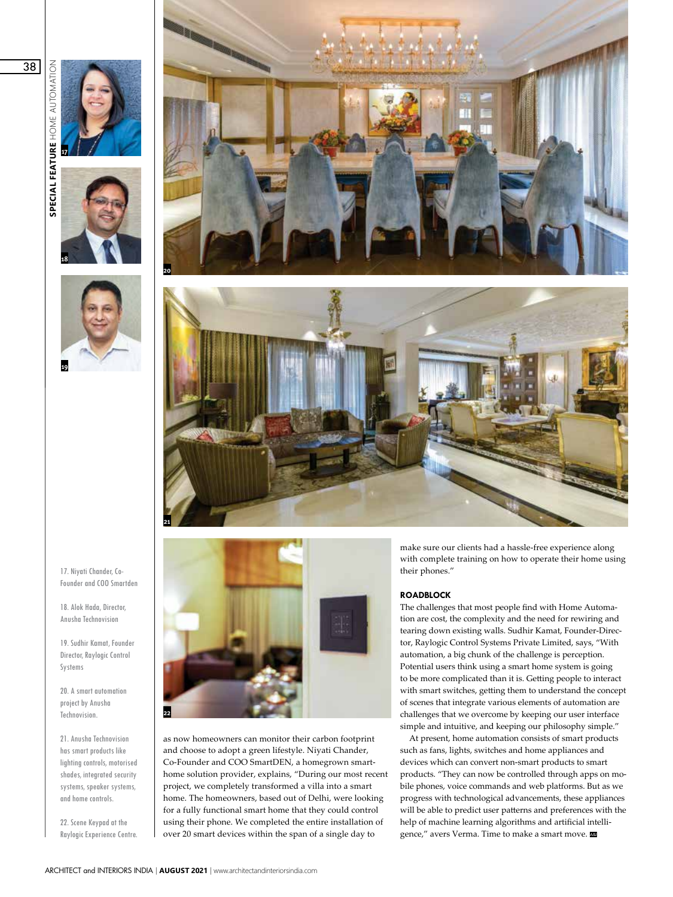17. Niyati Chander, Co-Founder and COO Smartden

18. Alok Hada, Director, Anusha Technovision

19. Sudhir Kamat, Founder Director, Raylogic Control Systems

20. A smart automation project by Anusha Technovision.

21. Anusha Technovision has smart products like lighting controls, motorised shades, integrated security systems, speaker systems, and home controls.

22. Scene Keypad at the Raylogic Experience Centre.

as now homeowners can monitor their carbon footprint and choose to adopt a green lifestyle. Niyati Chander, Co-Founder and COO SmartDEN, a homegrown smart-home solution provider, explains, "During our most recent project, we completely transformed a villa into a smart home. The homeowners, based out of Delhi, were looking for a fully functional smart home that they could control using their phone. We completed the entire installation of over 20 smart devices within the span of a single day to make sure our clients had a hassle-free experience along with complete training on how to operate their home using their phones."

### ROADBLOCK

The challenges that most people find with Home Automation are cost, the complexity and the need for rewiring and tearing down existing walls. Sudhir Kamat, Founder-Director, Raylogic Control Systems Private Limited, says, "With automation, a big chunk of the challenge is perception. Potential users think using a smart home system is going to be more complicated than it is. Getting people to interact with smart switches, getting them to understand the concept of scenes that integrate various elements of automation are challenges that we overcome by keeping our user interface simple and intuitive, and keeping our philosophy simple."

At present, home automation consists of smart products such as fans, lights, switches and home appliances and devices which can convert non-smart products to smart products. "They can now be controlled through apps on mobile phones, voice commands and web platforms. But as we progress with technological advancements, these appliances will be able to predict user patterns and preferences with the help of machine learning algorithms and artificial intelligence," avers Verma. Time to make a smart move.